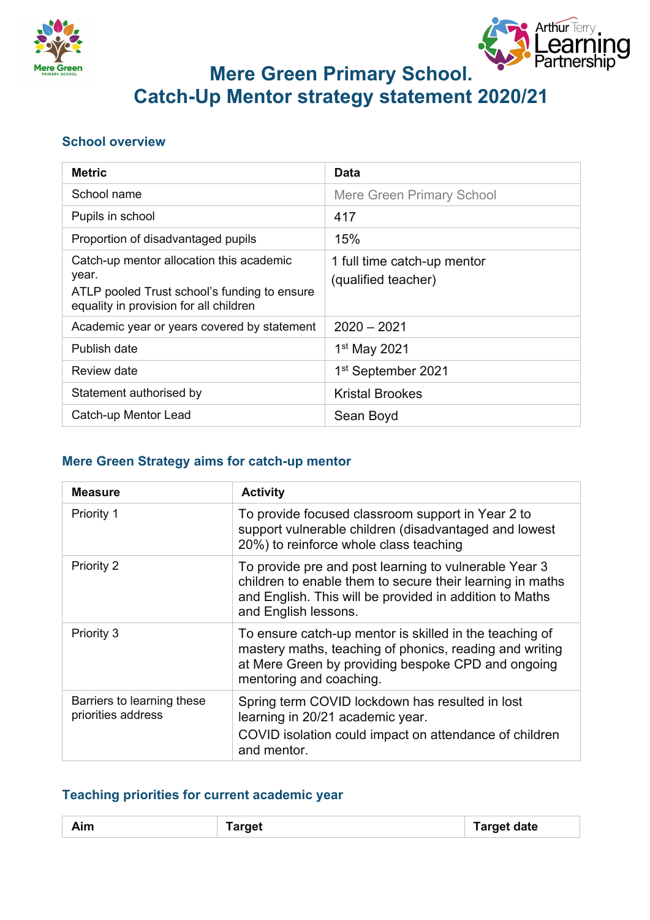# Mere Green Primary School.
# Catch-Up Mentor strategy statement 2020/21

## School overview

| Metric | Data |
|---|---|
| School name | Mere Green Primary School |
| Pupils in school | 417 |
| Proportion of disadvantaged pupils | 15% |
| Catch-up mentor allocation this academic year.<br>ATLP pooled Trust school's funding to ensure equality in provision for all children | 1 full time catch-up mentor<br>(qualified teacher) |
| Academic year or years covered by statement | 2020 – 2021 |
| Publish date | 1st May 2021 |
| Review date | 1st September 2021 |
| Statement authorised by | Kristal Brookes |
| Catch-up Mentor Lead | Sean Boyd |

## Mere Green Strategy aims for catch-up mentor

| Measure | Activity |
|---|---|
| Priority 1 | To provide focused classroom support in Year 2 to support vulnerable children (disadvantaged and lowest 20%) to reinforce whole class teaching |
| Priority 2 | To provide pre and post learning to vulnerable Year 3 children to enable them to secure their learning in maths and English. This will be provided in addition to Maths and English lessons. |
| Priority 3 | To ensure catch-up mentor is skilled in the teaching of mastery maths, teaching of phonics, reading and writing at Mere Green by providing bespoke CPD and ongoing mentoring and coaching. |
| Barriers to learning these priorities address | Spring term COVID lockdown has resulted in lost learning in 20/21 academic year.<br>COVID isolation could impact on attendance of children and mentor. |

## Teaching priorities for current academic year

| Aim | Target | Target date |
|---|---|---|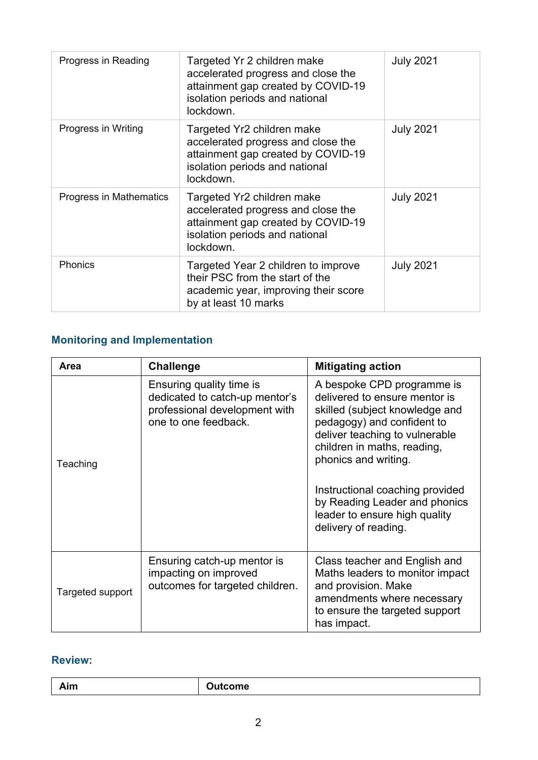| | | |
|---|---|---|
| Progress in Reading | Targeted Yr 2 children make accelerated progress and close the attainment gap created by COVID-19 isolation periods and national lockdown. | July 2021 |
| Progress in Writing | Targeted Yr2 children make accelerated progress and close the attainment gap created by COVID-19 isolation periods and national lockdown. | July 2021 |
| Progress in Mathematics | Targeted Yr2 children make accelerated progress and close the attainment gap created by COVID-19 isolation periods and national lockdown. | July 2021 |
| Phonics | Targeted Year 2 children to improve their PSC from the start of the academic year, improving their score by at least 10 marks | July 2021 |

## Monitoring and Implementation

| Area | Challenge | Mitigating action |
|---|---|---|
| Teaching | Ensuring quality time is dedicated to catch-up mentor's professional development with one to one feedback. | A bespoke CPD programme is delivered to ensure mentor is skilled (subject knowledge and pedagogy) and confident to deliver teaching to vulnerable children in maths, reading, phonics and writing.<br><br>Instructional coaching provided by Reading Leader and phonics leader to ensure high quality delivery of reading. |
| Targeted support | Ensuring catch-up mentor is impacting on improved outcomes for targeted children. | Class teacher and English and Maths leaders to monitor impact and provision. Make amendments where necessary to ensure the targeted support has impact. |

## Review:

| Aim | Outcome |
|---|---|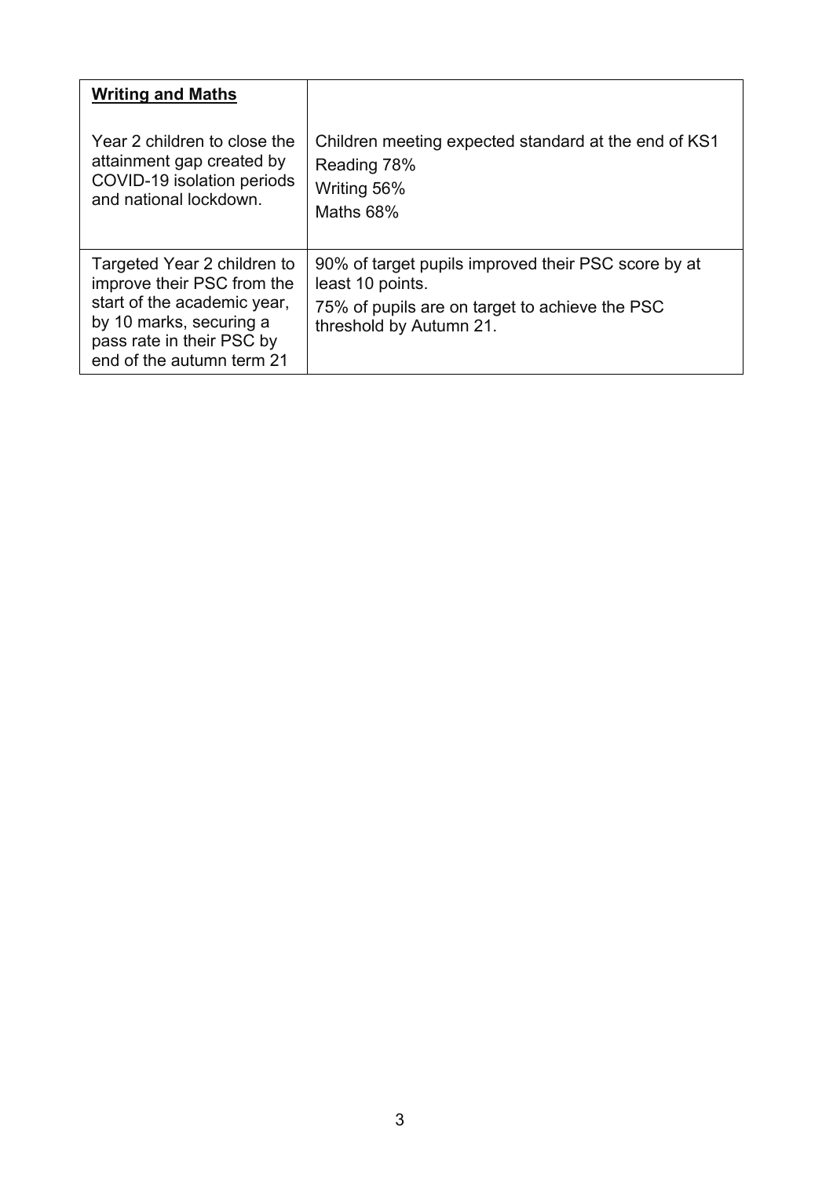| | |
|---|---|
| **Writing and Maths**<br><br>Year 2 children to close the attainment gap created by COVID-19 isolation periods and national lockdown. | Children meeting expected standard at the end of KS1<br>Reading 78%<br>Writing 56%<br>Maths 68% |
| Targeted Year 2 children to improve their PSC from the start of the academic year, by 10 marks, securing a pass rate in their PSC by end of the autumn term 21 | 90% of target pupils improved their PSC score by at least 10 points.<br>75% of pupils are on target to achieve the PSC threshold by Autumn 21. |